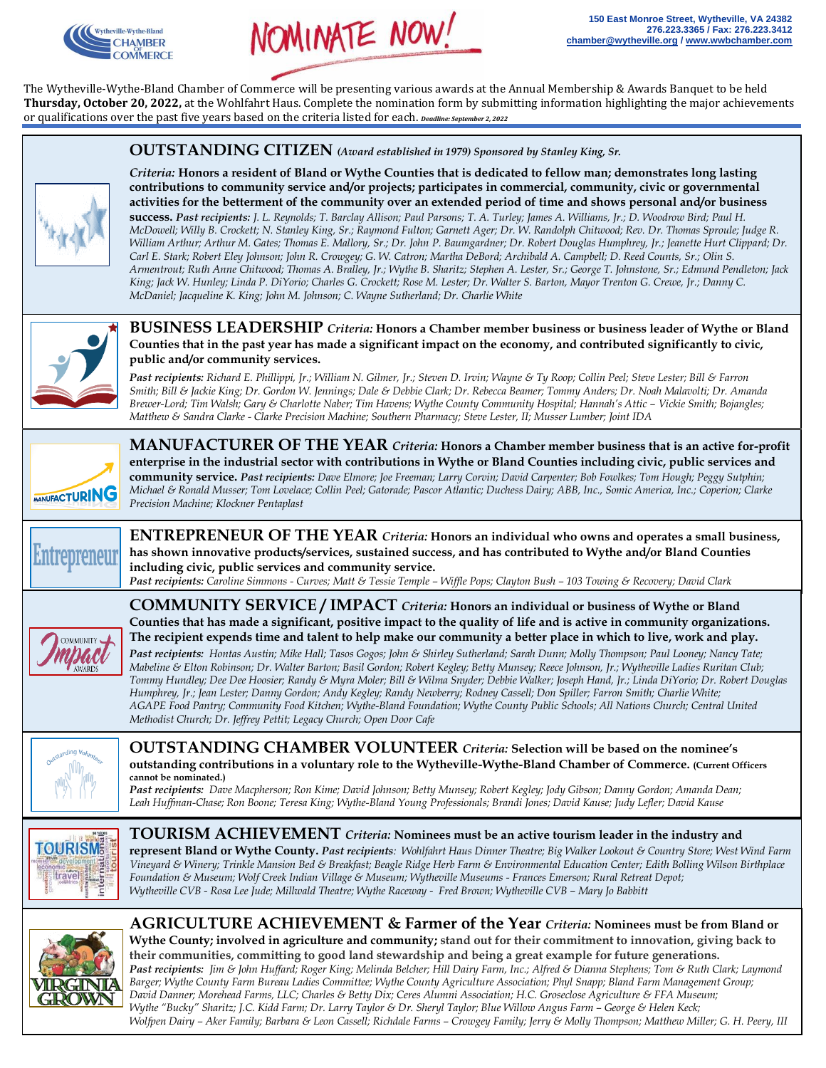Wytheville-Wythe-Bland CHAMBER OF COMMERCE

# NOMINATE NOW!

150 East Monroe Street, Wytheville, VA 24382
276.223.3365 / Fax: 276.223.3412
chamber@wytheville.org / www.wwbchamber.com

The Wytheville-Wythe-Bland Chamber of Commerce will be presenting various awards at the Annual Membership & Awards Banquet to be held **Thursday, October 20, 2022,** at the Wohlfahrt Haus. Complete the nomination form by submitting information highlighting the major achievements or qualifications over the past five years based on the criteria listed for each. ***Deadline: September 2, 2022***

## OUTSTANDING CITIZEN *(Award established in 1979) Sponsored by Stanley King, Sr.*

*Criteria:* **Honors a resident of Bland or Wythe Counties that is dedicated to fellow man; demonstrates long lasting contributions to community service and/or projects; participates in commercial, community, civic or governmental activities for the betterment of the community over an extended period of time and shows personal and/or business success.** ***Past recipients:*** *J. L. Reynolds; T. Barclay Allison; Paul Parsons; T. A. Turley; James A. Williams, Jr.; D. Woodrow Bird; Paul H. McDowell; Willy B. Crockett; N. Stanley King, Sr.; Raymond Fulton; Garnett Ager; Dr. W. Randolph Chitwood; Rev. Dr. Thomas Sproule; Judge R. William Arthur; Arthur M. Gates; Thomas E. Mallory, Sr.; Dr. John P. Baumgardner; Dr. Robert Douglas Humphrey, Jr.; Jeanette Hurt Clippard; Dr. Carl E. Stark; Robert Eley Johnson; John R. Crowgey; G. W. Catron; Martha DeBord; Archibald A. Campbell; D. Reed Counts, Sr.; Olin S. Armentrout; Ruth Anne Chitwood; Thomas A. Bralley, Jr.; Wythe B. Sharitz; Stephen A. Lester, Sr.; George T. Johnstone, Sr.; Edmund Pendleton; Jack King; Jack W. Hunley; Linda P. DiYorio; Charles G. Crockett; Rose M. Lester; Dr. Walter S. Barton, Mayor Trenton G. Crewe, Jr.; Danny C. McDaniel; Jacqueline K. King; John M. Johnson; C. Wayne Sutherland; Dr. Charlie White*

## BUSINESS LEADERSHIP *Criteria:* Honors a Chamber member business or business leader of Wythe or Bland Counties that in the past year has made a significant impact on the economy, and contributed significantly to civic, public and/or community services.

***Past recipients:*** *Richard E. Phillippi, Jr.; William N. Gilmer, Jr.; Steven D. Irvin; Wayne & Ty Roop; Collin Peel; Steve Lester; Bill & Farron Smith; Bill & Jackie King; Dr. Gordon W. Jennings; Dale & Debbie Clark; Dr. Rebecca Beamer; Tommy Anders; Dr. Noah Malavolti; Dr. Amanda Brewer-Lord; Tim Walsh; Gary & Charlotte Naber; Tim Havens; Wythe County Community Hospital; Hannah's Attic – Vickie Smith; Bojangles; Matthew & Sandra Clarke - Clarke Precision Machine; Southern Pharmacy; Steve Lester, II; Musser Lumber; Joint IDA*

## MANUFACTURER OF THE YEAR *Criteria:* Honors a Chamber member business that is an active for-profit enterprise in the industrial sector with contributions in Wythe or Bland Counties including civic, public services and community service.

***Past recipients:*** *Dave Elmore; Joe Freeman; Larry Corvin; David Carpenter; Bob Fowlkes; Tom Hough; Peggy Sutphin; Michael & Ronald Musser; Tom Lovelace; Collin Peel; Gatorade; Pascor Atlantic; Duchess Dairy; ABB, Inc., Somic America, Inc.; Coperion; Clarke Precision Machine; Klockner Pentaplast*

## ENTREPRENEUR OF THE YEAR *Criteria:* Honors an individual who owns and operates a small business, has shown innovative products/services, sustained success, and has contributed to Wythe and/or Bland Counties including civic, public services and community service.

***Past recipients:*** *Caroline Simmons - Curves; Matt & Tessie Temple – Wiffle Pops; Clayton Bush – 103 Towing & Recovery; David Clark*

## COMMUNITY SERVICE / IMPACT *Criteria:* Honors an individual or business of Wythe or Bland Counties that has made a significant, positive impact to the quality of life and is active in community organizations. The recipient expends time and talent to help make our community a better place in which to live, work and play.

***Past recipients:*** *Hontas Austin; Mike Hall; Tasos Gogos; John & Shirley Sutherland; Sarah Dunn; Molly Thompson; Paul Looney; Nancy Tate; Mabeline & Elton Robinson; Dr. Walter Barton; Basil Gordon; Robert Kegley; Betty Munsey; Reece Johnson, Jr.; Wytheville Ladies Ruritan Club; Tommy Hundley; Dee Dee Hoosier; Randy & Myra Moler; Bill & Wilma Snyder; Debbie Walker; Joseph Hand, Jr.; Linda DiYorio; Dr. Robert Douglas Humphrey, Jr.; Jean Lester; Danny Gordon; Andy Kegley; Randy Newberry; Rodney Cassell; Don Spiller; Farron Smith; Charlie White; AGAPE Food Pantry; Community Food Kitchen; Wythe-Bland Foundation; Wythe County Public Schools; All Nations Church; Central United Methodist Church; Dr. Jeffrey Pettit; Legacy Church; Open Door Cafe*

## OUTSTANDING CHAMBER VOLUNTEER *Criteria:* Selection will be based on the nominee's outstanding contributions in a voluntary role to the Wytheville-Wythe-Bland Chamber of Commerce. (Current Officers cannot be nominated.)

***Past recipients:*** *Dave Macpherson; Ron Kime; David Johnson; Betty Munsey; Robert Kegley; Jody Gibson; Danny Gordon; Amanda Dean; Leah Huffman-Chase; Ron Boone; Teresa King; Wythe-Bland Young Professionals; Brandi Jones; David Kause; Judy Lefler; David Kause*

## TOURISM ACHIEVEMENT *Criteria:* Nominees must be an active tourism leader in the industry and represent Bland or Wythe County.

***Past recipients****:* *Wohlfahrt Haus Dinner Theatre; Big Walker Lookout & Country Store; West Wind Farm Vineyard & Winery; Trinkle Mansion Bed & Breakfast; Beagle Ridge Herb Farm & Environmental Education Center; Edith Bolling Wilson Birthplace Foundation & Museum; Wolf Creek Indian Village & Museum; Wytheville Museums - Frances Emerson; Rural Retreat Depot; Wytheville CVB - Rosa Lee Jude; Millwald Theatre; Wythe Raceway - Fred Brown; Wytheville CVB – Mary Jo Babbitt*

## AGRICULTURE ACHIEVEMENT & Farmer of the Year *Criteria:* Nominees must be from Bland or Wythe County; involved in agriculture and community; stand out for their commitment to innovation, giving back to their communities, committing to good land stewardship and being a great example for future generations.

***Past recipients:*** *Jim & John Huffard; Roger King; Melinda Belcher; Hill Dairy Farm, Inc.; Alfred & Dianna Stephens; Tom & Ruth Clark; Laymond Barger; Wythe County Farm Bureau Ladies Committee; Wythe County Agriculture Association; Phyl Snapp; Bland Farm Management Group; David Danner; Morehead Farms, LLC; Charles & Betty Dix; Ceres Alumni Association; H.C. Groseclose Agriculture & FFA Museum; Wythe "Bucky" Sharitz; J.C. Kidd Farm; Dr. Larry Taylor & Dr. Sheryl Taylor; Blue Willow Angus Farm – George & Helen Keck; Wolfpen Dairy – Aker Family; Barbara & Leon Cassell; Richdale Farms – Crowgey Family; Jerry & Molly Thompson; Matthew Miller; G. H. Peery, III*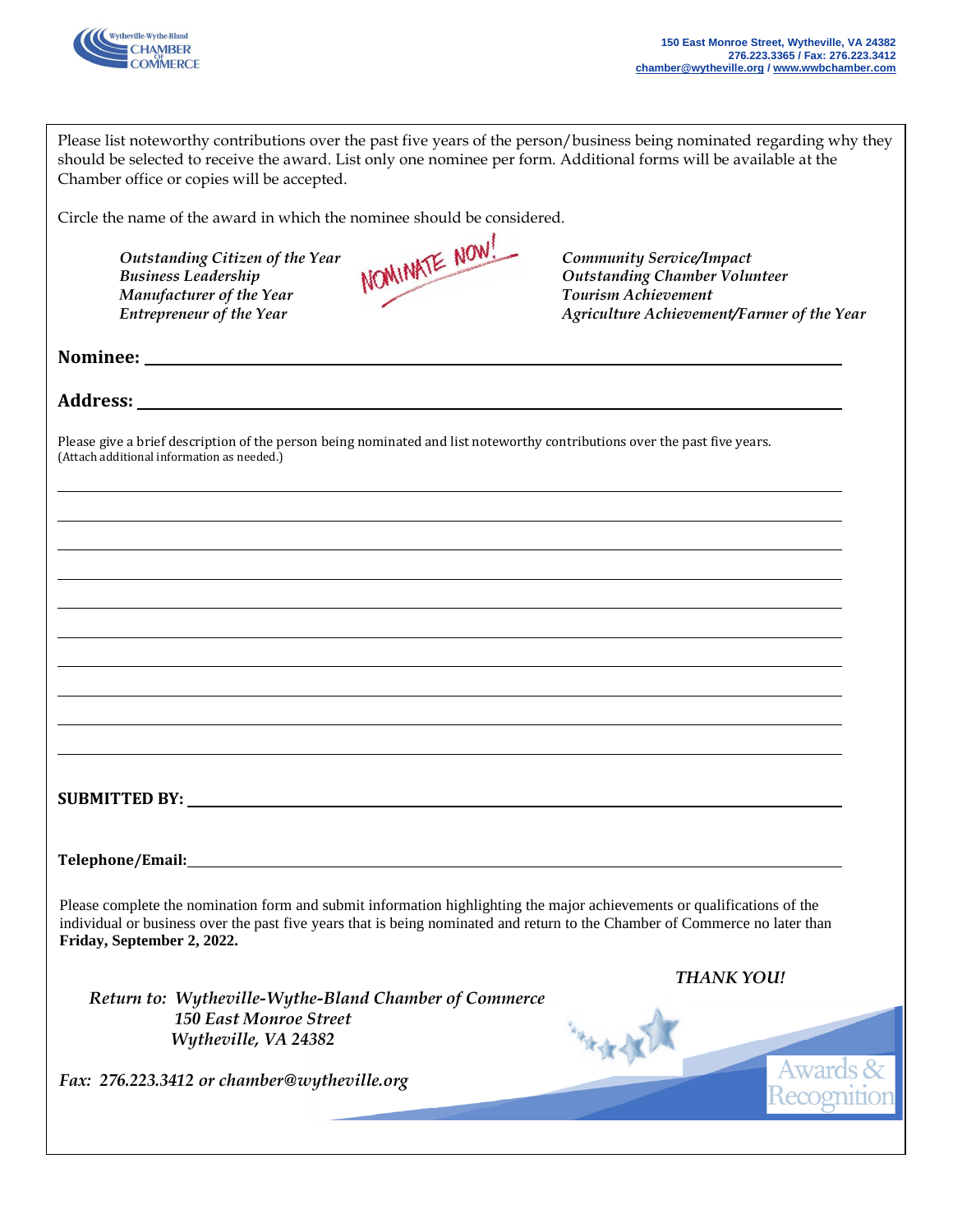150 East Monroe Street, Wytheville, VA 24382
276.223.3365 / Fax: 276.223.3412
chamber@wytheville.org / www.wwbchamber.com

Please list noteworthy contributions over the past five years of the person/business being nominated regarding why they should be selected to receive the award. List only one nominee per form. Additional forms will be available at the Chamber office or copies will be accepted.

Circle the name of the award in which the nominee should be considered.

*Outstanding Citizen of the Year*
*Business Leadership*
*Manufacturer of the Year*
*Entrepreneur of the Year*

NOMINATE NOW!

*Community Service/Impact*
*Outstanding Chamber Volunteer*
*Tourism Achievement*
*Agriculture Achievement/Farmer of the Year*

**Nominee:** ______________________________________________________________

**Address:** ______________________________________________________________

Please give a brief description of the person being nominated and list noteworthy contributions over the past five years.
(Attach additional information as needed.)

______________________________________________________________
______________________________________________________________
______________________________________________________________
______________________________________________________________
______________________________________________________________
______________________________________________________________
______________________________________________________________
______________________________________________________________
______________________________________________________________
______________________________________________________________

**SUBMITTED BY:** ______________________________________________________________

**Telephone/Email:** ______________________________________________________________

Please complete the nomination form and submit information highlighting the major achievements or qualifications of the individual or business over the past five years that is being nominated and return to the Chamber of Commerce no later than **Friday, September 2, 2022.**

***THANK YOU!***

*Return to: Wytheville-Wythe-Bland Chamber of Commerce*
*150 East Monroe Street*
*Wytheville, VA 24382*

*Fax: 276.223.3412 or chamber@wytheville.org*

Awards & Recognition